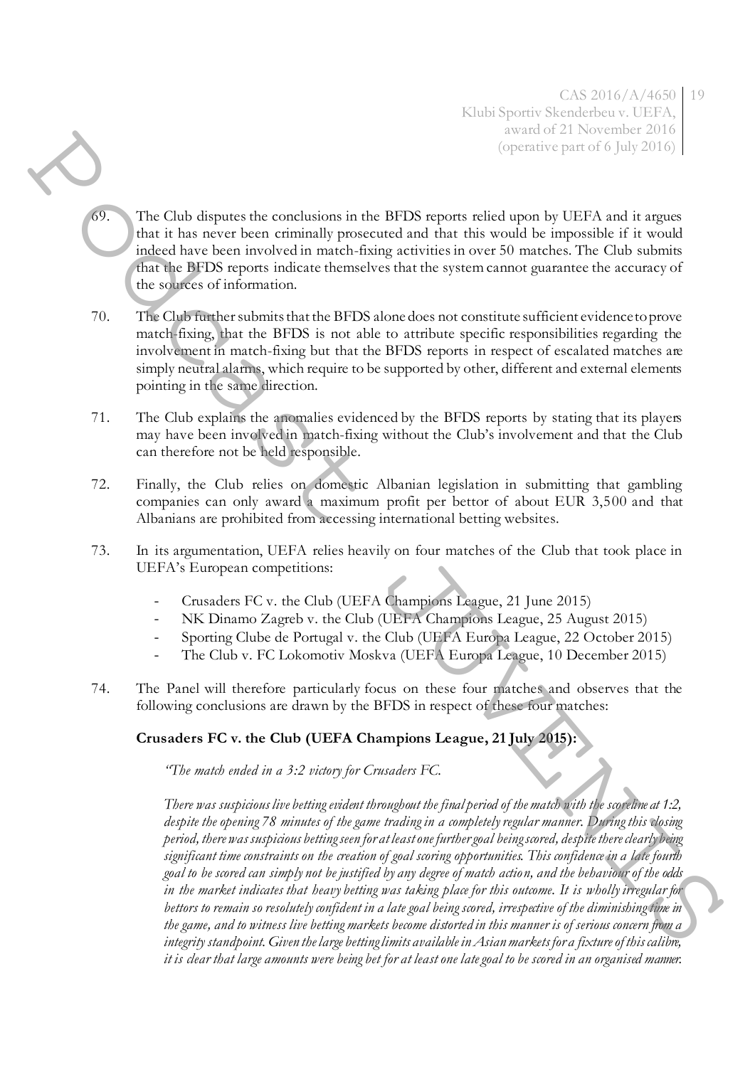69. The Club disputes the conclusions in the BFDS reports relied upon by UEFA and it argues that it has never been criminally prosecuted and that this would be impossible if it would indeed have been involved in match-fixing activities in over 50 matches. The Club submits that the BFDS reports indicate themselves that the system cannot guarantee the accuracy of the sources of information.

70. The Club further submits that the BFDS alone does not constitute sufficient evidence to prove match-fixing, that the BFDS is not able to attribute specific responsibilities regarding the involvement in match-fixing but that the BFDS reports in respect of escalated matches are simply neutral alarms, which require to be supported by other, different and external elements pointing in the same direction.

71. The Club explains the anomalies evidenced by the BFDS reports by stating that its players may have been involved in match-fixing without the Club's involvement and that the Club can therefore not be held responsible.

72. Finally, the Club relies on domestic Albanian legislation in submitting that gambling companies can only award a maximum profit per bettor of about EUR 3,500 and that Albanians are prohibited from accessing international betting websites.

73. In its argumentation, UEFA relies heavily on four matches of the Club that took place in UEFA's European competitions:

    - Crusaders FC v. the Club (UEFA Champions League, 21 June 2015)
    - NK Dinamo Zagreb v. the Club (UEFA Champions League, 25 August 2015)
    - Sporting Clube de Portugal v. the Club (UEFA Europa League, 22 October 2015)
    - The Club v. FC Lokomotiv Moskva (UEFA Europa League, 10 December 2015)

74. The Panel will therefore particularly focus on these four matches and observes that the following conclusions are drawn by the BFDS in respect of these four matches:

**Crusaders FC v. the Club (UEFA Champions League, 21 July 2015):**

*"The match ended in a 3:2 victory for Crusaders FC.*

*There was suspicious live betting evident throughout the final period of the match with the scoreline at 1:2, despite the opening 78 minutes of the game trading in a completely regular manner. During this closing period, there was suspicious betting seen for at least one further goal being scored, despite there clearly being significant time constraints on the creation of goal scoring opportunities. This confidence in a late fourth goal to be scored can simply not be justified by any degree of match action, and the behaviour of the odds in the market indicates that heavy betting was taking place for this outcome. It is wholly irregular for bettors to remain so resolutely confident in a late goal being scored, irrespective of the diminishing time in the game, and to witness live betting markets become distorted in this manner is of serious concern from a integrity standpoint. Given the large betting limits available in Asian markets for a fixture of this calibre, it is clear that large amounts were being bet for at least one late goal to be scored in an organised manner.*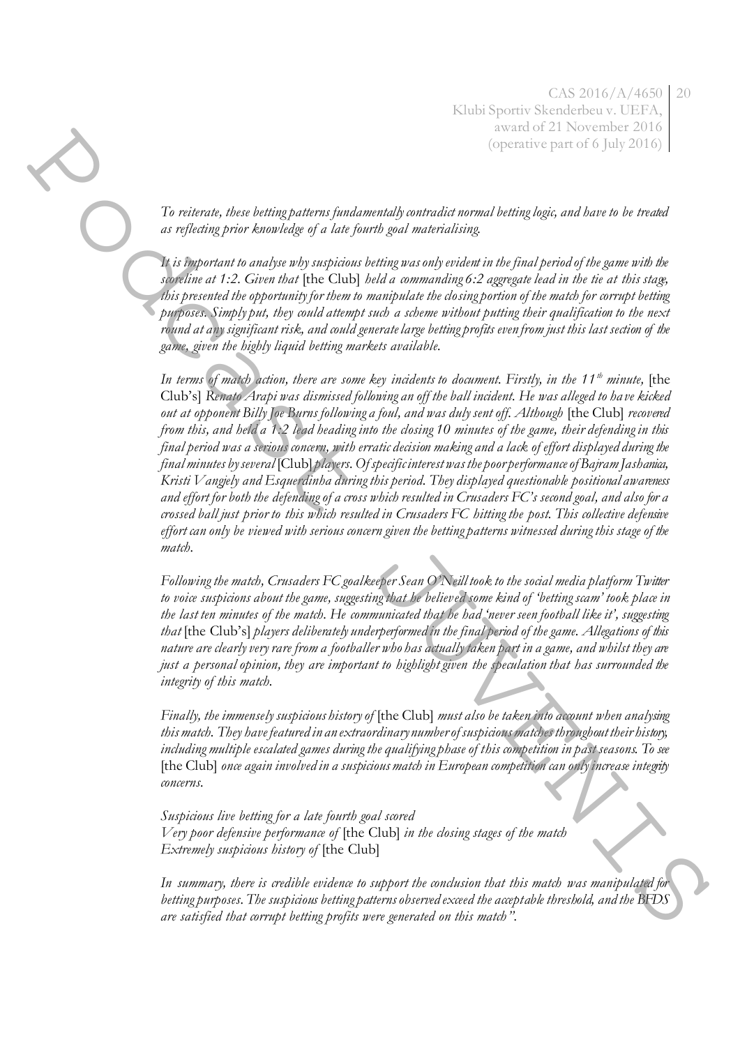*To reiterate, these betting patterns fundamentally contradict normal betting logic, and have to be treated as reflecting prior knowledge of a late fourth goal materialising.*

*It is important to analyse why suspicious betting was only evident in the final period of the game with the scoreline at 1:2. Given that* [the Club] *held a commanding 6:2 aggregate lead in the tie at this stage, this presented the opportunity for them to manipulate the closing portion of the match for corrupt betting purposes. Simply put, they could attempt such a scheme without putting their qualification to the next round at any significant risk, and could generate large betting profits even from just this last section of the game, given the highly liquid betting markets available.*

*In terms of match action, there are some key incidents to document. Firstly, in the 11th minute,* [the Club's] *Renato Arapi was dismissed following an off the ball incident. He was alleged to have kicked out at opponent Billy Joe Burns following a foul, and was duly sent off. Although* [the Club] *recovered from this, and held a 1:2 lead heading into the closing 10 minutes of the game, their defending in this final period was a serious concern, with erratic decision making and a lack of effort displayed during the final minutes by several* [Club] *players. Of specific interest was the poor performance of Bajram Jashanica, Kristi Vangjely and Esquerdinha during this period. They displayed questionable positional awareness and effort for both the defending of a cross which resulted in Crusaders FC's second goal, and also for a crossed ball just prior to this which resulted in Crusaders FC hitting the post. This collective defensive effort can only be viewed with serious concern given the betting patterns witnessed during this stage of the match.*

*Following the match, Crusaders FC goalkeeper Sean O'Neill took to the social media platform Twitter to voice suspicions about the game, suggesting that he believed some kind of 'betting scam' took place in the last ten minutes of the match. He communicated that he had 'never seen football like it', suggesting that* [the Club's] *players deliberately underperformed in the final period of the game. Allegations of this nature are clearly very rare from a footballer who has actually taken part in a game, and whilst they are just a personal opinion, they are important to highlight given the speculation that has surrounded the integrity of this match.*

*Finally, the immensely suspicious history of* [the Club] *must also be taken into account when analysing this match. They have featured in an extraordinary number of suspicious matches throughout their history, including multiple escalated games during the qualifying phase of this competition in past seasons. To see* [the Club] *once again involved in a suspicious match in European competition can only increase integrity concerns.*

*Suspicious live betting for a late fourth goal scored*
*Very poor defensive performance of* [the Club] *in the closing stages of the match*
*Extremely suspicious history of* [the Club]

*In summary, there is credible evidence to support the conclusion that this match was manipulated for betting purposes. The suspicious betting patterns observed exceed the acceptable threshold, and the BFDS are satisfied that corrupt betting profits were generated on this match".*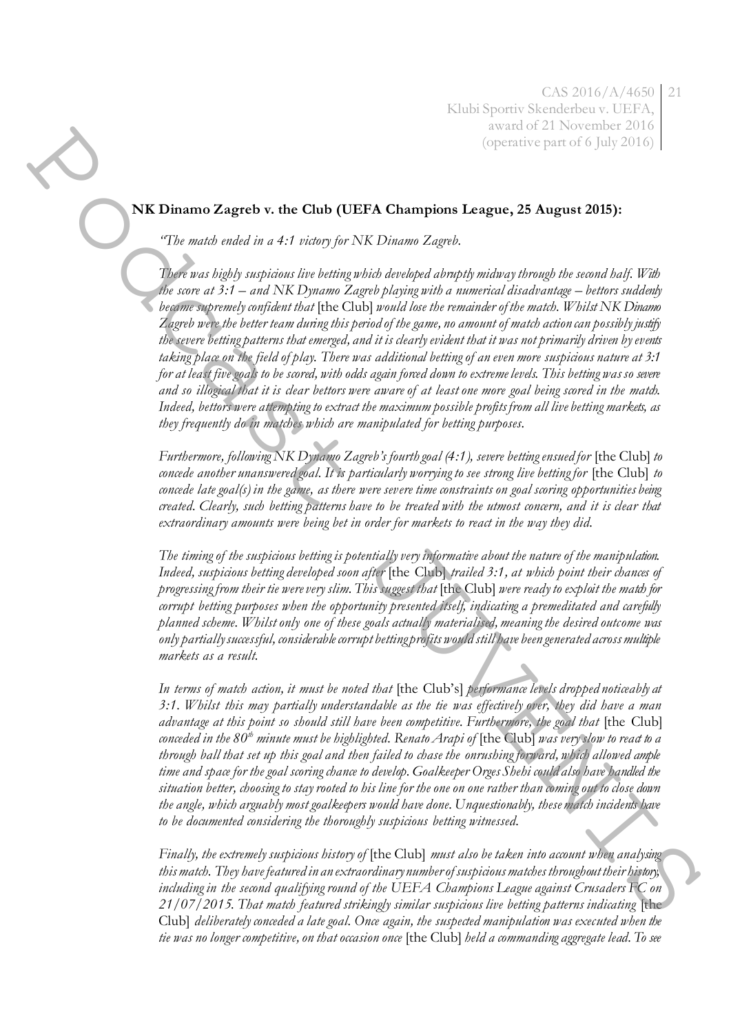**NK Dinamo Zagreb v. the Club (UEFA Champions League, 25 August 2015):**

*"The match ended in a 4:1 victory for NK Dinamo Zagreb.*

*There was highly suspicious live betting which developed abruptly midway through the second half. With the score at 3:1 – and NK Dynamo Zagreb playing with a numerical disadvantage – bettors suddenly became supremely confident that* [the Club] *would lose the remainder of the match. Whilst NK Dinamo Zagreb were the better team during this period of the game, no amount of match action can possibly justify the severe betting patterns that emerged, and it is clearly evident that it was not primarily driven by events taking place on the field of play. There was additional betting of an even more suspicious nature at 3:1 for at least five goals to be scored, with odds again forced down to extreme levels. This betting was so severe and so illogical that it is clear bettors were aware of at least one more goal being scored in the match. Indeed, bettors were attempting to extract the maximum possible profits from all live betting markets, as they frequently do in matches which are manipulated for betting purposes.*

*Furthermore, following NK Dynamo Zagreb's fourth goal (4:1), severe betting ensued for* [the Club] *to concede another unanswered goal. It is particularly worrying to see strong live betting for* [the Club] *to concede late goal(s) in the game, as there were severe time constraints on goal scoring opportunities being created. Clearly, such betting patterns have to be treated with the utmost concern, and it is clear that extraordinary amounts were being bet in order for markets to react in the way they did.*

*The timing of the suspicious betting is potentially very informative about the nature of the manipulation. Indeed, suspicious betting developed soon after* [the Club] *trailed 3:1, at which point their chances of progressing from their tie were very slim. This suggest that* [the Club] *were ready to exploit the match for corrupt betting purposes when the opportunity presented itself, indicating a premeditated and carefully planned scheme. Whilst only one of these goals actually materialised, meaning the desired outcome was only partially successful, considerable corrupt betting profits would still have been generated across multiple markets as a result.*

*In terms of match action, it must be noted that* [the Club's] *performance levels dropped noticeably at 3:1. Whilst this may partially understandable as the tie was effectively over, they did have a man advantage at this point so should still have been competitive. Furthermore, the goal that* [the Club] *conceded in the 80th minute must be highlighted. Renato Arapi of* [the Club] *was very slow to react to a through ball that set up this goal and then failed to chase the onrushing forward, which allowed ample time and space for the goal scoring chance to develop. Goalkeeper Orges Shehi could also have handled the situation better, choosing to stay rooted to his line for the one on one rather than coming out to close down the angle, which arguably most goalkeepers would have done. Unquestionably, these match incidents have to be documented considering the thoroughly suspicious betting witnessed.*

*Finally, the extremely suspicious history of* [the Club] *must also be taken into account when analysing this match. They have featured in an extraordinary number of suspicious matches throughout their history, including in the second qualifying round of the UEFA Champions League against Crusaders FC on 21/07/2015. That match featured strikingly similar suspicious live betting patterns indicating* [the Club] *deliberately conceded a late goal. Once again, the suspected manipulation was executed when the tie was no longer competitive, on that occasion once* [the Club] *held a commanding aggregate lead. To see*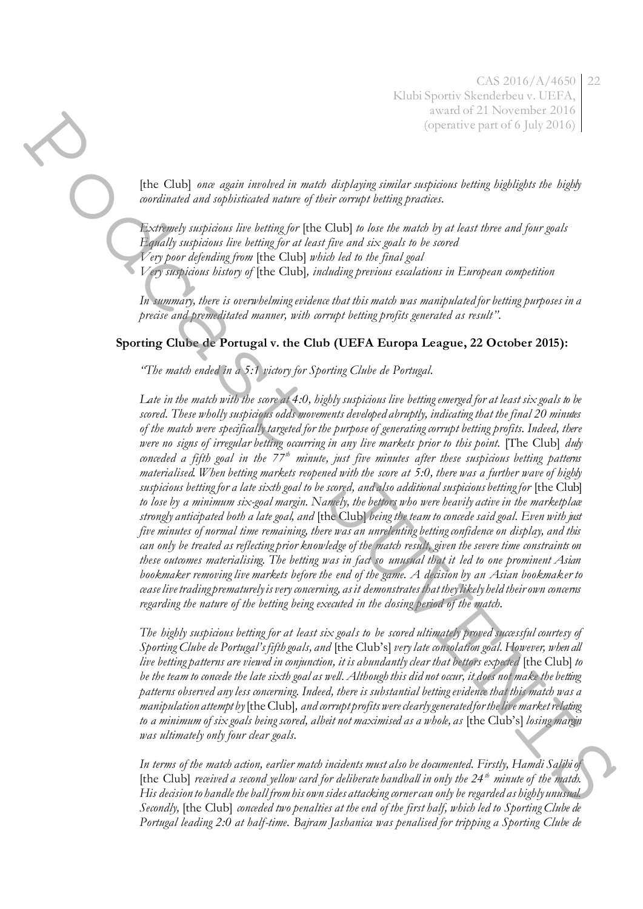[the Club] *once again involved in match displaying similar suspicious betting highlights the highly coordinated and sophisticated nature of their corrupt betting practices.*

*Extremely suspicious live betting for* [the Club] *to lose the match by at least three and four goals*
*Equally suspicious live betting for at least five and six goals to be scored*
*Very poor defending from* [the Club] *which led to the final goal*
*Very suspicious history of* [the Club]*, including previous escalations in European competition*

*In summary, there is overwhelming evidence that this match was manipulated for betting purposes in a precise and premeditated manner, with corrupt betting profits generated as result".*

**Sporting Clube de Portugal v. the Club (UEFA Europa League, 22 October 2015):**

*"The match ended in a 5:1 victory for Sporting Clube de Portugal.*

*Late in the match with the score at 4:0, highly suspicious live betting emerged for at least six goals to be scored. These wholly suspicious odds movements developed abruptly, indicating that the final 20 minutes of the match were specifically targeted for the purpose of generating corrupt betting profits. Indeed, there were no signs of irregular betting occurring in any live markets prior to this point.* [The Club] *duly conceded a fifth goal in the 77th minute, just five minutes after these suspicious betting patterns materialised. When betting markets reopened with the score at 5:0, there was a further wave of highly suspicious betting for a late sixth goal to be scored, and also additional suspicious betting for* [the Club] *to lose by a minimum six-goal margin. Namely, the bettors who were heavily active in the marketplace strongly anticipated both a late goal, and* [the Club] *being the team to concede said goal. Even with just five minutes of normal time remaining, there was an unrelenting betting confidence on display, and this can only be treated as reflecting prior knowledge of the match result, given the severe time constraints on these outcomes materialising. The betting was in fact so unusual that it led to one prominent Asian bookmaker removing live markets before the end of the game. A decision by an Asian bookmaker to cease live trading prematurely is very concerning, as it demonstrates that they likely held their own concerns regarding the nature of the betting being executed in the closing period of the match.*

*The highly suspicious betting for at least six goals to be scored ultimately proved successful courtesy of Sporting Clube de Portugal's fifth goals, and* [the Club's] *very late consolation goal. However, when all live betting patterns are viewed in conjunction, it is abundantly clear that bettors expected* [the Club] *to be the team to concede the late sixth goal as well. Although this did not occur, it does not make the betting patterns observed any less concerning. Indeed, there is substantial betting evidence that this match was a manipulation attempt by* [the Club]*, and corrupt profits were clearly generated for the live market relating to a minimum of six goals being scored, albeit not maximised as a whole, as* [the Club's] *losing margin was ultimately only four clear goals.*

*In terms of the match action, earlier match incidents must also be documented. Firstly, Hamdi Salihi of* [the Club] *received a second yellow card for deliberate handball in only the 24th minute of the match. His decision to handle the ball from his own sides attacking corner can only be regarded as highly unusual. Secondly,* [the Club] *conceded two penalties at the end of the first half, which led to Sporting Clube de Portugal leading 2:0 at half-time. Bajram Jashanica was penalised for tripping a Sporting Clube de*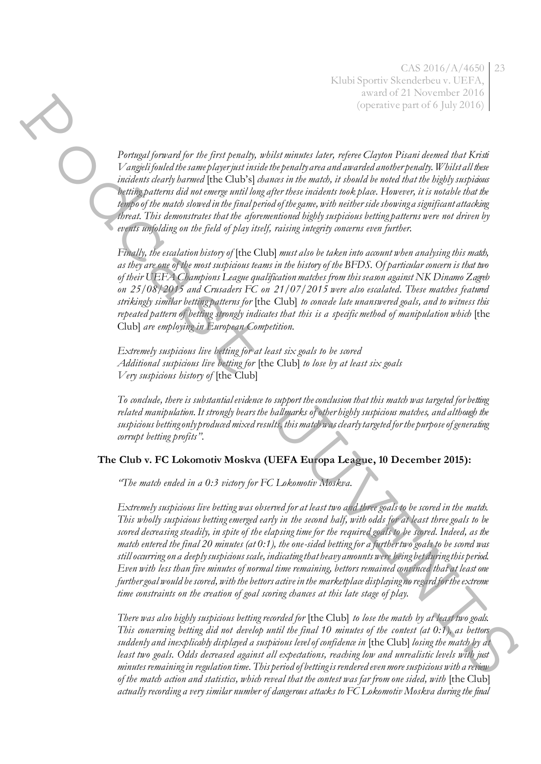*Portugal forward for the first penalty, whilst minutes later, referee Clayton Pisani deemed that Kristi Vangjeli fouled the same player just inside the penalty area and awarded another penalty. Whilst all these incidents clearly harmed* [the Club's] *chances in the match, it should be noted that the highly suspicious betting patterns did not emerge until long after these incidents took place. However, it is notable that the tempo of the match slowed in the final period of the game, with neither side showing a significant attacking threat. This demonstrates that the aforementioned highly suspicious betting patterns were not driven by events unfolding on the field of play itself, raising integrity concerns even further.*

*Finally, the escalation history of* [the Club] *must also be taken into account when analysing this match, as they are one of the most suspicious teams in the history of the BFDS. Of particular concern is that two of their UEFA Champions League qualification matches from this season against NK Dinamo Zagreb on 25/08/2015 and Crusaders FC on 21/07/2015 were also escalated. These matches featured strikingly similar betting patterns for* [the Club] *to concede late unanswered goals, and to witness this repeated pattern of betting strongly indicates that this is a specific method of manipulation which* [the Club] *are employing in European Competition.*

*Extremely suspicious live betting for at least six goals to be scored*
*Additional suspicious live betting for* [the Club] *to lose by at least six goals*
*Very suspicious history of* [the Club]

*To conclude, there is substantial evidence to support the conclusion that this match was targeted for betting related manipulation. It strongly bears the hallmarks of other highly suspicious matches, and although the suspicious betting only produced mixed results, this match was clearly targeted for the purpose of generating corrupt betting profits".*

**The Club v. FC Lokomotiv Moskva (UEFA Europa League, 10 December 2015):**

*"The match ended in a 0:3 victory for FC Lokomotiv Moskva.*

*Extremely suspicious live betting was observed for at least two and three goals to be scored in the match. This wholly suspicious betting emerged early in the second half, with odds for at least three goals to be scored decreasing steadily, in spite of the elapsing time for the required goals to be scored. Indeed, as the match entered the final 20 minutes (at 0:1), the one-sided betting for a further two goals to be scored was still occurring on a deeply suspicious scale, indicating that heavy amounts were being bet during this period. Even with less than five minutes of normal time remaining, bettors remained convinced that at least one further goal would be scored, with the bettors active in the marketplace displaying no regard for the extreme time constraints on the creation of goal scoring chances at this late stage of play.*

*There was also highly suspicious betting recorded for* [the Club] *to lose the match by at least two goals. This concerning betting did not develop until the final 10 minutes of the contest (at 0:1), as bettors suddenly and inexplicably displayed a suspicious level of confidence in* [the Club] *losing the match by at least two goals. Odds decreased against all expectations, reaching low and unrealistic levels with just minutes remaining in regulation time. This period of betting is rendered even more suspicious with a review of the match action and statistics, which reveal that the contest was far from one sided, with* [the Club] *actually recording a very similar number of dangerous attacks to FC Lokomotiv Moskva during the final*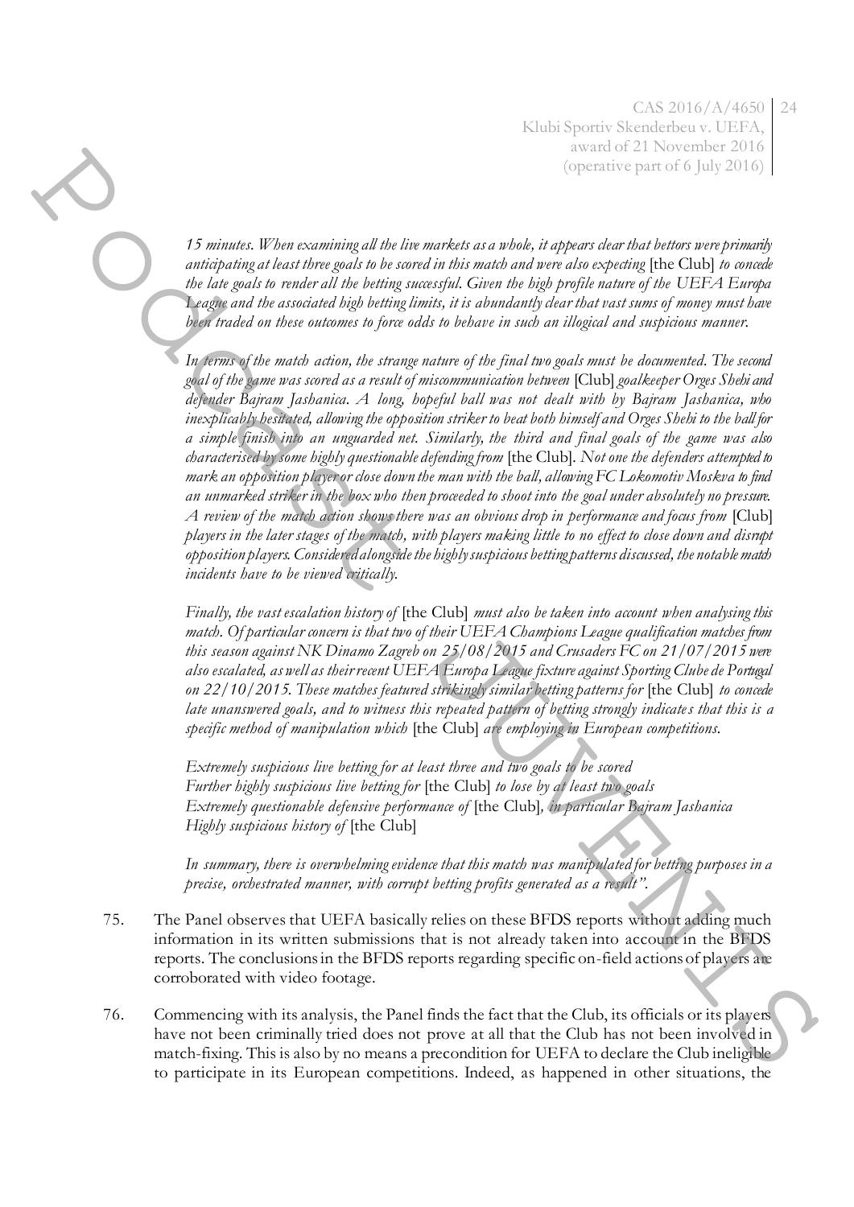*15 minutes. When examining all the live markets as a whole, it appears clear that bettors were primarily anticipating at least three goals to be scored in this match and were also expecting* [the Club] *to concede the late goals to render all the betting successful. Given the high profile nature of the UEFA Europa League and the associated high betting limits, it is abundantly clear that vast sums of money must have been traded on these outcomes to force odds to behave in such an illogical and suspicious manner.*

*In terms of the match action, the strange nature of the final two goals must be documented. The second goal of the game was scored as a result of miscommunication between* [Club] *goalkeeper Orges Shehi and defender Bajram Jashanica. A long, hopeful ball was not dealt with by Bajram Jashanica, who inexplicably hesitated, allowing the opposition striker to beat both himself and Orges Shehi to the ball for a simple finish into an unguarded net. Similarly, the third and final goals of the game was also characterised by some highly questionable defending from* [the Club]*. Not one the defenders attempted to mark an opposition player or close down the man with the ball, allowing FC Lokomotiv Moskva to find an unmarked striker in the box who then proceeded to shoot into the goal under absolutely no pressure. A review of the match action shows there was an obvious drop in performance and focus from* [Club] *players in the later stages of the match, with players making little to no effect to close down and disrupt opposition players. Considered alongside the highly suspicious betting patterns discussed, the notable match incidents have to be viewed critically.*

*Finally, the vast escalation history of* [the Club] *must also be taken into account when analysing this match. Of particular concern is that two of their UEFA Champions League qualification matches from this season against NK Dinamo Zagreb on 25/08/2015 and Crusaders FC on 21/07/2015 were also escalated, as well as their recent UEFA Europa League fixture against Sporting Clube de Portugal on 22/10/2015. These matches featured strikingly similar betting patterns for* [the Club] *to concede late unanswered goals, and to witness this repeated pattern of betting strongly indicates that this is a specific method of manipulation which* [the Club] *are employing in European competitions.*

*Extremely suspicious live betting for at least three and two goals to be scored*
*Further highly suspicious live betting for* [the Club] *to lose by at least two goals*
*Extremely questionable defensive performance of* [the Club], *in particular Bajram Jashanica*
*Highly suspicious history of* [the Club]

*In summary, there is overwhelming evidence that this match was manipulated for betting purposes in a precise, orchestrated manner, with corrupt betting profits generated as a result".*

75. The Panel observes that UEFA basically relies on these BFDS reports without adding much information in its written submissions that is not already taken into account in the BFDS reports. The conclusions in the BFDS reports regarding specific on-field actions of players are corroborated with video footage.

76. Commencing with its analysis, the Panel finds the fact that the Club, its officials or its players have not been criminally tried does not prove at all that the Club has not been involved in match-fixing. This is also by no means a precondition for UEFA to declare the Club ineligible to participate in its European competitions. Indeed, as happened in other situations, the